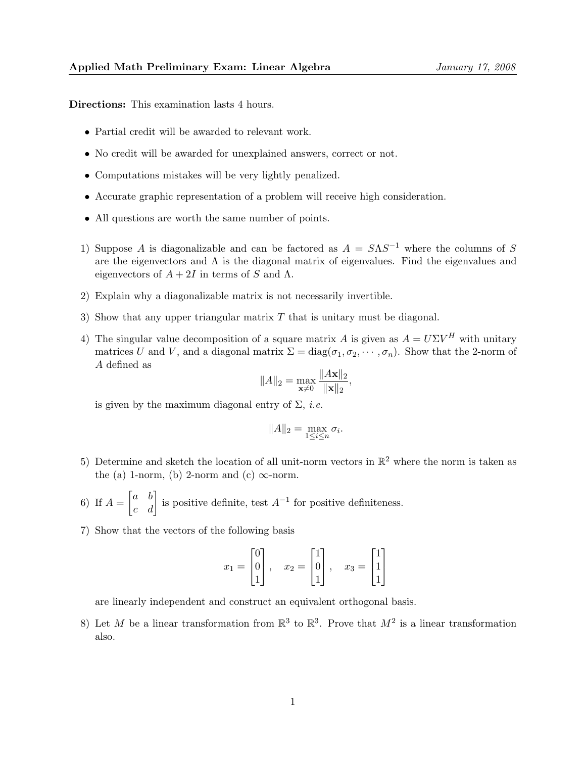**Applied Math Preliminary Exam: Linear Algebra** *January 17, 2008*

**Directions:** This examination lasts 4 hours.

- Partial credit will be awarded to relevant work.
- No credit will be awarded for unexplained answers, correct or not.
- Computations mistakes will be very lightly penalized.
- Accurate graphic representation of a problem will receive high consideration.
- All questions are worth the same number of points.

1) Suppose $A$ is diagonalizable and can be factored as $A = S\Lambda S^{-1}$ where the columns of $S$ are the eigenvectors and $\Lambda$ is the diagonal matrix of eigenvalues. Find the eigenvalues and eigenvectors of $A + 2I$ in terms of $S$ and $\Lambda$.

2) Explain why a diagonalizable matrix is not necessarily invertible.

3) Show that any upper triangular matrix $T$ that is unitary must be diagonal.

4) The singular value decomposition of a square matrix $A$ is given as $A = U\Sigma V^H$ with unitary matrices $U$ and $V$, and a diagonal matrix $\Sigma = \text{diag}(\sigma_1, \sigma_2, \cdots, \sigma_n)$. Show that the 2-norm of $A$ defined as

$$\|A\|_2 = \max_{\mathbf{x} \neq 0} \frac{\|A\mathbf{x}\|_2}{\|\mathbf{x}\|_2},$$

is given by the maximum diagonal entry of $\Sigma$, *i.e.*

$$\|A\|_2 = \max_{1 \leq i \leq n} \sigma_i.$$

5) Determine and sketch the location of all unit-norm vectors in $\mathbb{R}^2$ where the norm is taken as the (a) 1-norm, (b) 2-norm and (c) $\infty$-norm.

6) If $A = \begin{bmatrix} a & b \\ c & d \end{bmatrix}$ is positive definite, test $A^{-1}$ for positive definiteness.

7) Show that the vectors of the following basis

$$x_1 = \begin{bmatrix} 0 \\ 0 \\ 1 \end{bmatrix}, \quad x_2 = \begin{bmatrix} 1 \\ 0 \\ 1 \end{bmatrix}, \quad x_3 = \begin{bmatrix} 1 \\ 1 \\ 1 \end{bmatrix}$$

are linearly independent and construct an equivalent orthogonal basis.

8) Let $M$ be a linear transformation from $\mathbb{R}^3$ to $\mathbb{R}^3$. Prove that $M^2$ is a linear transformation also.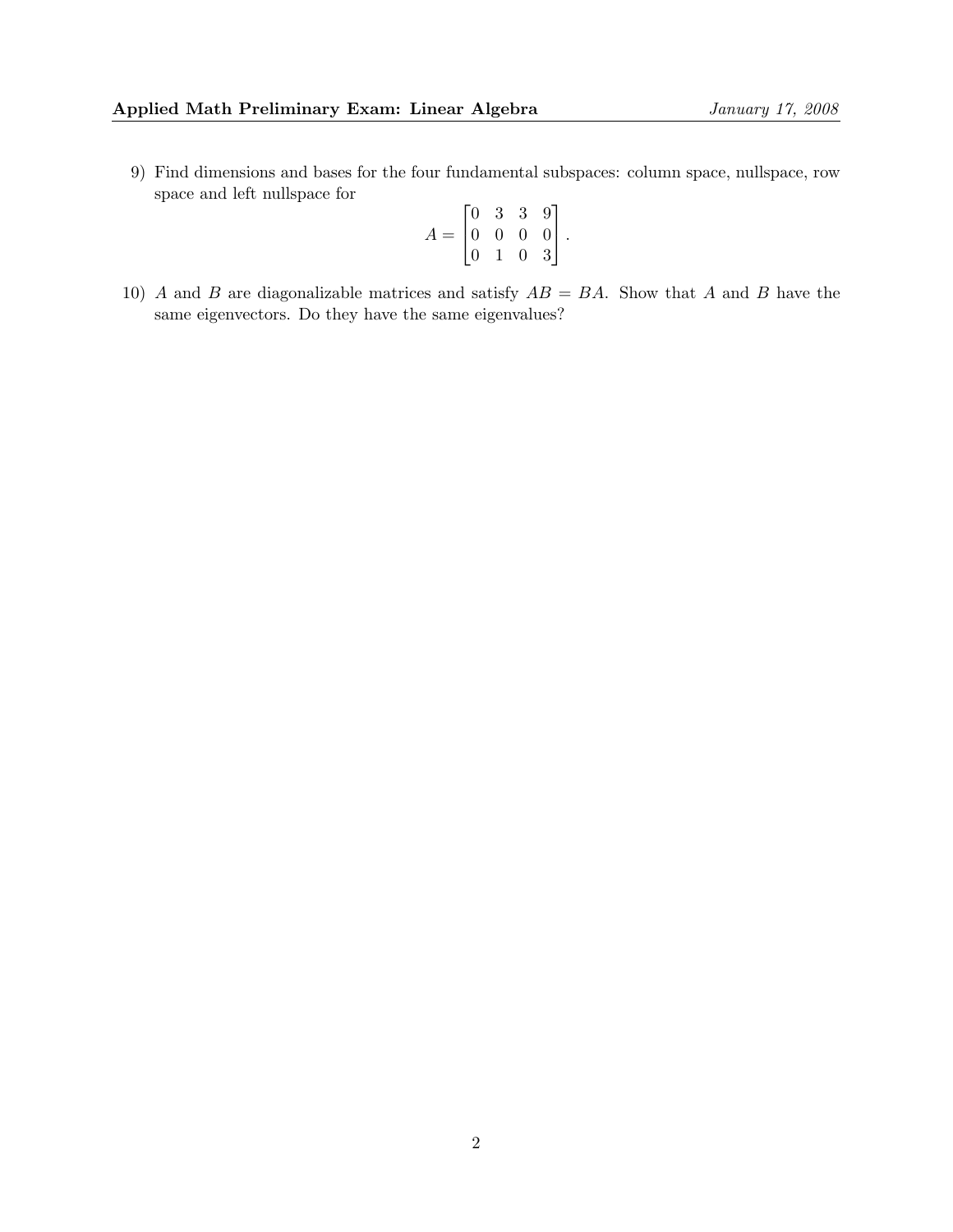9) Find dimensions and bases for the four fundamental subspaces: column space, nullspace, row space and left nullspace for

$$A = \begin{bmatrix} 0 & 3 & 3 & 9 \\ 0 & 0 & 0 & 0 \\ 0 & 1 & 0 & 3 \end{bmatrix}.$$

10) $A$ and $B$ are diagonalizable matrices and satisfy $AB = BA$. Show that $A$ and $B$ have the same eigenvectors. Do they have the same eigenvalues?